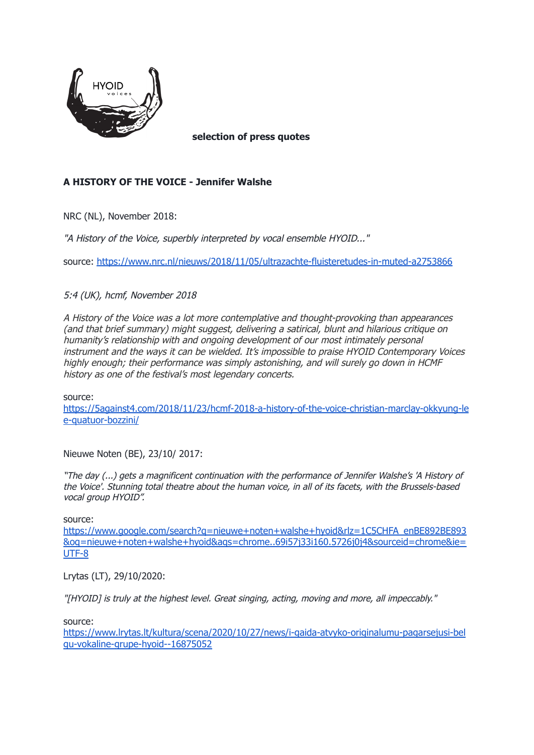HYOID
voices

**selection of press quotes**

**A HISTORY OF THE VOICE - Jennifer Walshe**

NRC (NL), November 2018:

*"A History of the Voice, superbly interpreted by vocal ensemble HYOID..."*

source: https://www.nrc.nl/nieuws/2018/11/05/ultrazachte-fluisteretudes-in-muted-a2753866

*5:4 (UK), hcmf, November 2018*

*A History of the Voice was a lot more contemplative and thought-provoking than appearances (and that brief summary) might suggest, delivering a satirical, blunt and hilarious critique on humanity's relationship with and ongoing development of our most intimately personal instrument and the ways it can be wielded. It's impossible to praise HYOID Contemporary Voices highly enough; their performance was simply astonishing, and will surely go down in HCMF history as one of the festival's most legendary concerts.*

source:
https://5against4.com/2018/11/23/hcmf-2018-a-history-of-the-voice-christian-marclay-okkyung-lee-quatuor-bozzini/

Nieuwe Noten (BE), 23/10/ 2017:

*"The day (...) gets a magnificent continuation with the performance of Jennifer Walshe's 'A History of the Voice'. Stunning total theatre about the human voice, in all of its facets, with the Brussels-based vocal group HYOID".*

source:
https://www.google.com/search?q=nieuwe+noten+walshe+hyoid&rlz=1C5CHFA_enBE892BE893&oq=nieuwe+noten+walshe+hyoid&aqs=chrome..69i57j33i160.5726j0j4&sourceid=chrome&ie=UTF-8

Lrytas (LT), 29/10/2020:

*"[HYOID] is truly at the highest level. Great singing, acting, moving and more, all impeccably."*

source:
https://www.lrytas.lt/kultura/scena/2020/10/27/news/i-gaida-atvyko-originalumu-pagarsejusi-belgu-vokaline-grupe-hyoid--16875052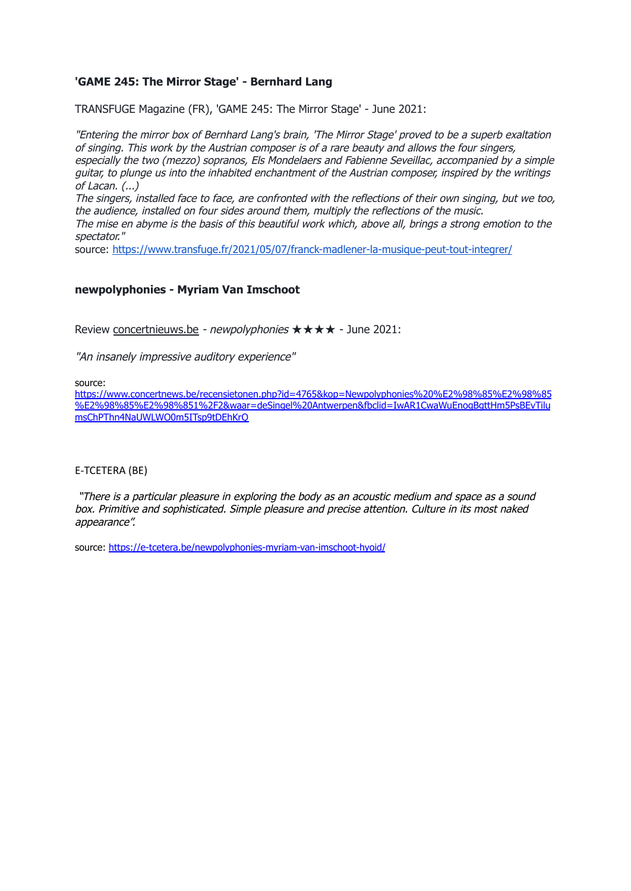**'GAME 245: The Mirror Stage' - Bernhard Lang**

TRANSFUGE Magazine (FR), 'GAME 245: The Mirror Stage' - June 2021:

*"Entering the mirror box of Bernhard Lang's brain, 'The Mirror Stage' proved to be a superb exaltation of singing. This work by the Austrian composer is of a rare beauty and allows the four singers, especially the two (mezzo) sopranos, Els Mondelaers and Fabienne Seveillac, accompanied by a simple guitar, to plunge us into the inhabited enchantment of the Austrian composer, inspired by the writings of Lacan. (...)*
*The singers, installed face to face, are confronted with the reflections of their own singing, but we too, the audience, installed on four sides around them, multiply the reflections of the music.*
*The mise en abyme is the basis of this beautiful work which, above all, brings a strong emotion to the spectator."*
source: https://www.transfuge.fr/2021/05/07/franck-madlener-la-musique-peut-tout-integrer/

**newpolyphonies - Myriam Van Imschoot**

Review concertnieuws.be - *newpolyphonies* ★★★★ - June 2021:

*"An insanely impressive auditory experience"*

source:
https://www.concertnews.be/recensietonen.php?id=4765&kop=Newpolyphonies%20%E2%98%85%E2%98%85%E2%98%85%E2%98%851%2F2&waar=deSingel%20Antwerpen&fbclid=IwAR1CwaWuEnogBgttHm5PsBEvTilumsChPThn4NaUWLWO0m5ITsp9tDEhKrQ

E-TCETERA (BE)

*"There is a particular pleasure in exploring the body as an acoustic medium and space as a sound box. Primitive and sophisticated. Simple pleasure and precise attention. Culture in its most naked appearance".*

source: https://e-tcetera.be/newpolyphonies-myriam-van-imschoot-hyoid/